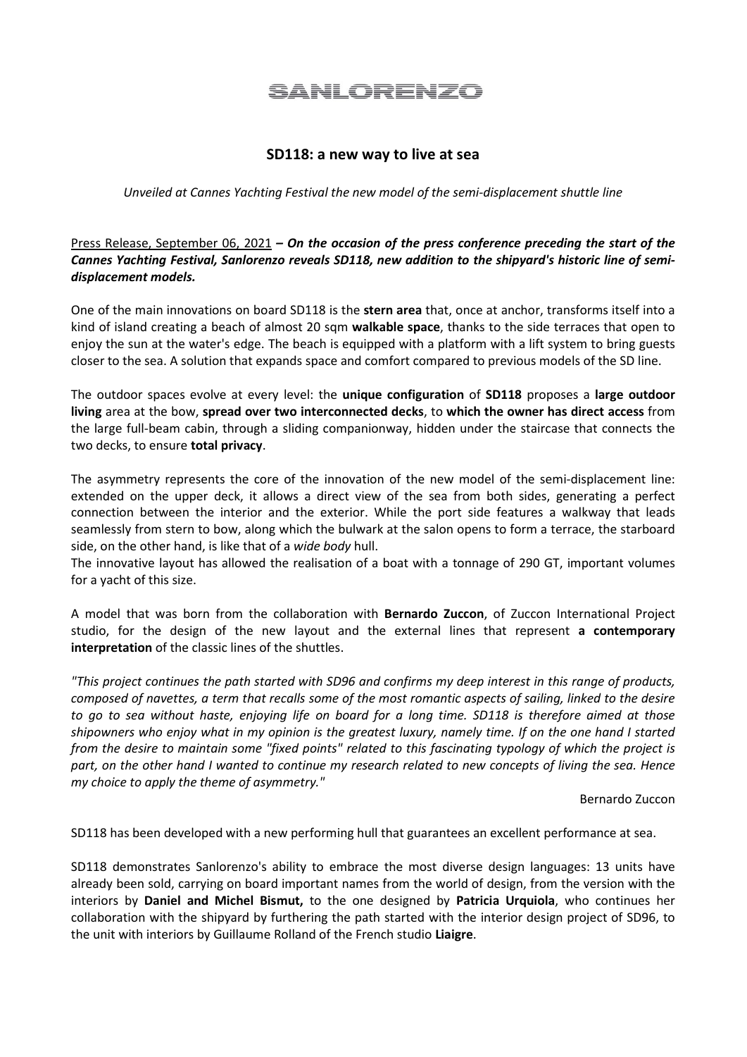# SANLORENZO

## SD118: a new way to live at sea

*Unveiled at Cannes Yachting Festival the new model of the semi-displacement shuttle line*

Press Release, September 06, 2021 – ***On the occasion of the press conference preceding the start of the Cannes Yachting Festival, Sanlorenzo reveals SD118, new addition to the shipyard's historic line of semi-displacement models.***

One of the main innovations on board SD118 is the **stern area** that, once at anchor, transforms itself into a kind of island creating a beach of almost 20 sqm **walkable space**, thanks to the side terraces that open to enjoy the sun at the water's edge. The beach is equipped with a platform with a lift system to bring guests closer to the sea. A solution that expands space and comfort compared to previous models of the SD line.

The outdoor spaces evolve at every level: the **unique configuration** of **SD118** proposes a **large outdoor living** area at the bow, **spread over two interconnected decks**, to **which the owner has direct access** from the large full-beam cabin, through a sliding companionway, hidden under the staircase that connects the two decks, to ensure **total privacy**.

The asymmetry represents the core of the innovation of the new model of the semi-displacement line: extended on the upper deck, it allows a direct view of the sea from both sides, generating a perfect connection between the interior and the exterior. While the port side features a walkway that leads seamlessly from stern to bow, along which the bulwark at the salon opens to form a terrace, the starboard side, on the other hand, is like that of a *wide body* hull.
The innovative layout has allowed the realisation of a boat with a tonnage of 290 GT, important volumes for a yacht of this size.

A model that was born from the collaboration with **Bernardo Zuccon**, of Zuccon International Project studio, for the design of the new layout and the external lines that represent **a contemporary interpretation** of the classic lines of the shuttles.

*"This project continues the path started with SD96 and confirms my deep interest in this range of products, composed of navettes, a term that recalls some of the most romantic aspects of sailing, linked to the desire to go to sea without haste, enjoying life on board for a long time. SD118 is therefore aimed at those shipowners who enjoy what in my opinion is the greatest luxury, namely time. If on the one hand I started from the desire to maintain some "fixed points" related to this fascinating typology of which the project is part, on the other hand I wanted to continue my research related to new concepts of living the sea. Hence my choice to apply the theme of asymmetry."*

Bernardo Zuccon

SD118 has been developed with a new performing hull that guarantees an excellent performance at sea.

SD118 demonstrates Sanlorenzo's ability to embrace the most diverse design languages: 13 units have already been sold, carrying on board important names from the world of design, from the version with the interiors by **Daniel and Michel Bismut,** to the one designed by **Patricia Urquiola**, who continues her collaboration with the shipyard by furthering the path started with the interior design project of SD96, to the unit with interiors by Guillaume Rolland of the French studio **Liaigre**.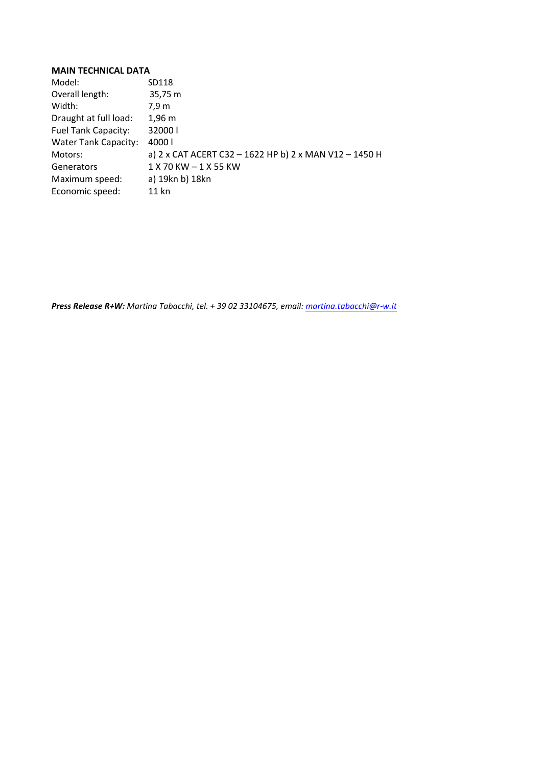**MAIN TECHNICAL DATA**

| | |
|---|---|
| Model: | SD118 |
| Overall length: | 35,75 m |
| Width: | 7,9 m |
| Draught at full load: | 1,96 m |
| Fuel Tank Capacity: | 32000 l |
| Water Tank Capacity: | 4000 l |
| Motors: | a) 2 x CAT ACERT C32 – 1622 HP b) 2 x MAN V12 – 1450 H |
| Generators | 1 X 70 KW – 1 X 55 KW |
| Maximum speed: | a) 19kn b) 18kn |
| Economic speed: | 11 kn |

***Press Release R+W:*** *Martina Tabacchi, tel. + 39 02 33104675, email: [martina.tabacchi@r-w.it](mailto:martina.tabacchi@r-w.it)*